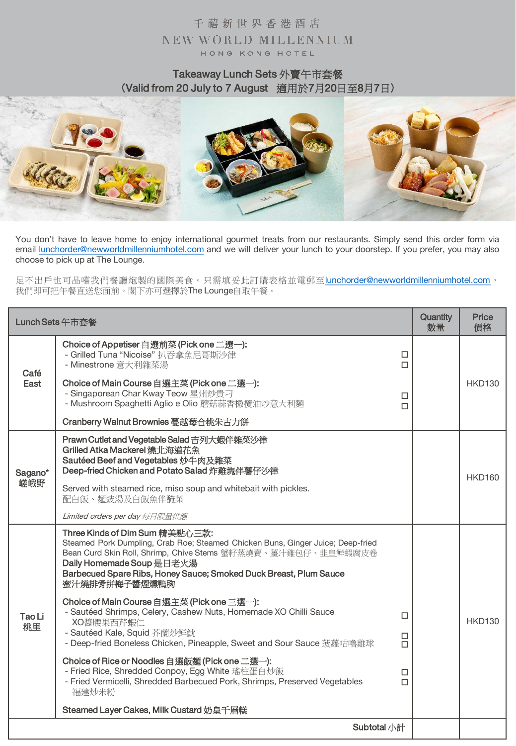# 千禧新世界香港酒店

# NEW WORLD MILLENNIUM

HONG KONG HOTEL

## Takeaway Lunch Sets 外賣午市套餐

(Valid from 20 July to 7 August 適用於7月20日至8月7日)

You don't have to leave home to enjoy international gourmet treats from our restaurants. Simply send this order form via email lunchorder@newworldmillenniumhotel.com and we will deliver your lunch to your doorstep. If you prefer, you may also choose to pick up at The Lounge.

足不出戶也可品嚐我們餐廳炮製的國際美食。只需填妥此訂購表格並電郵至lunchorder@newworldmillenniumhotel.com，我們即可把午餐直送您面前。閣下亦可選擇於The Lounge自取午餐。

| Lunch Sets 午市套餐 | | Quantity 數量 | Price 價格 |
|---|---|---|---|
| Café East | **Choice of Appetiser 自選前菜 (Pick one 二選一):**<br>- Grilled Tuna "Nicoise" 扒吞拿魚尼哥斯沙律 ☐<br>- Minestrone 意大利雜菜湯 ☐<br><br>**Choice of Main Course 自選主菜 (Pick one 二選一):**<br>- Singaporean Char Kway Teow 星州炒貴刁 ☐<br>- Mushroom Spaghetti Aglio e Olio 蘑菇蒜香橄欖油炒意大利麵 ☐<br><br>**Cranberry Walnut Brownies 蔓越莓合桃朱古力餅** | | HKD130 |
| Sagano* 嵯峨野 | **Prawn Cutlet and Vegetable Salad 吉列大蝦伴雜菜沙律**<br>**Grilled Atka Mackerel 燒北海道花魚**<br>**Sautéed Beef and Vegetables 炒牛肉及雜菜**<br>**Deep-fried Chicken and Potato Salad 炸雞塊伴薯仔沙律**<br><br>Served with steamed rice, miso soup and whitebait with pickles.<br>配白飯、麵豉湯及白飯魚伴醃菜<br><br>*Limited orders per day 每日限量供應* | | HKD160 |
| Tao Li 桃里 | **Three Kinds of Dim Sum 精美點心三款:**<br>Steamed Pork Dumpling, Crab Roe; Steamed Chicken Buns, Ginger Juice; Deep-fried Bean Curd Skin Roll, Shrimp, Chive Stems 蟹籽蒸燒賣、薑汁雞包仔、韭皇鮮蝦腐皮卷<br>**Daily Homemade Soup 是日老火湯**<br>**Barbecued Spare Ribs, Honey Sauce; Smoked Duck Breast, Plum Sauce 蜜汁燒排骨拼梅子醬煙燻鴨胸**<br><br>**Choice of Main Course 自選主菜 (Pick one 三選一):**<br>- Sautéed Shrimps, Celery, Cashew Nuts, Homemade XO Chilli Sauce XO醬腰果西芹蝦仁 ☐<br>- Sautéed Kale, Squid 芥蘭炒鮮魷 ☐<br>- Deep-fried Boneless Chicken, Pineapple, Sweet and Sour Sauce 菠蘿咕嚕雞球 ☐<br><br>**Choice of Rice or Noodles 自選飯麵 (Pick one 二選一):**<br>- Fried Rice, Shredded Conpoy, Egg White 瑤柱蛋白炒飯 ☐<br>- Fried Vermicelli, Shredded Barbecued Pork, Shrimps, Preserved Vegetables 福建炒米粉 ☐<br><br>**Steamed Layer Cakes, Milk Custard 奶皇千層糕** | | HKD130 |
| | Subtotal 小計 | | |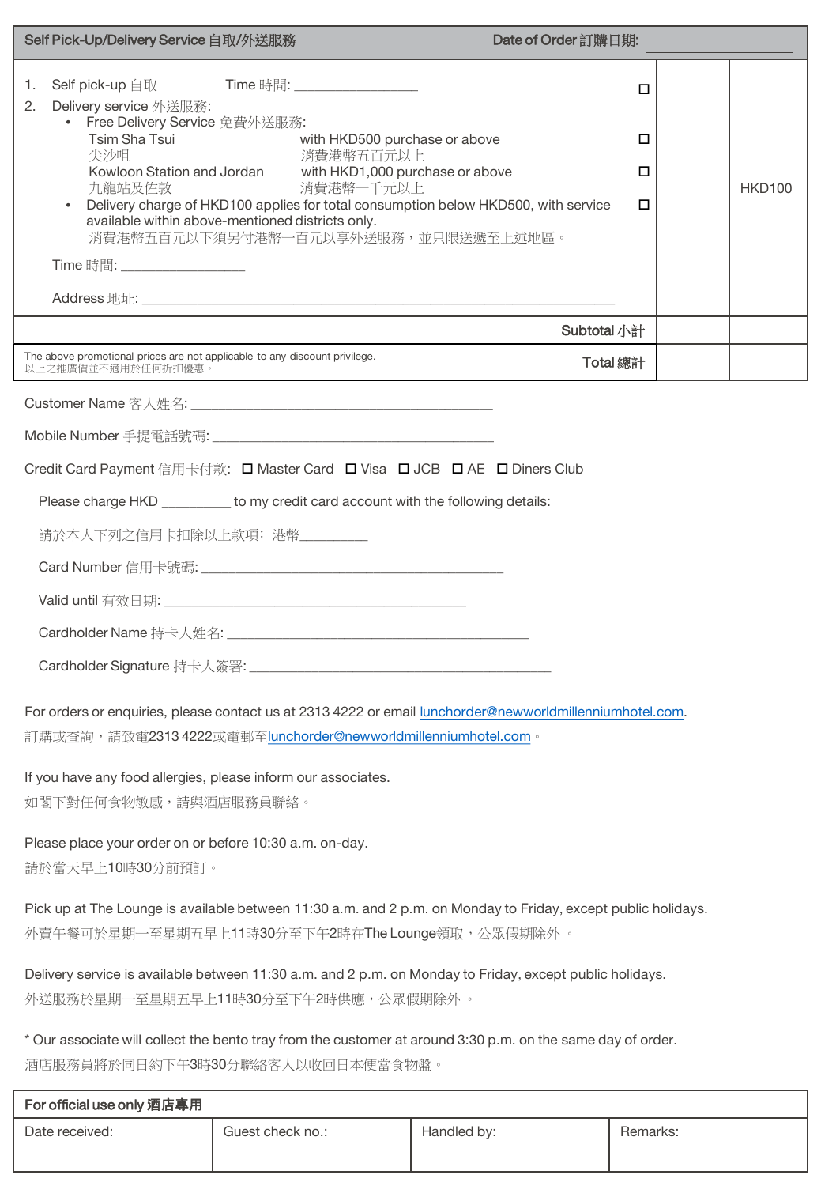| Self Pick-Up/Delivery Service 自取/外送服務 | Date of Order 訂購日期: ____________ | | |
|---|---|---|---|
| 1. Self pick-up 自取 Time 時間: ____________<br>2. Delivery service 外送服務:<br>• Free Delivery Service 免費外送服務:<br>Tsim Sha Tsui 尖沙咀 — with HKD500 purchase or above 消費港幣五百元以上<br>Kowloon Station and Jordan 九龍站及佐敦 — with HKD1,000 purchase or above 消費港幣一千元以上<br>• Delivery charge of HKD100 applies for total consumption below HKD500, with service available within above-mentioned districts only.<br>消費港幣五百元以下須另付港幣一百元以享外送服務，並只限送遞至上述地區。<br>Time 時間: ____________<br>Address 地址: ____________ | ☐<br>☐<br>☐<br>☐ | | HKD100 |
| Subtotal 小計 | | | |
| The above promotional prices are not applicable to any discount privilege.<br>以上之推廣價並不適用於任何折扣優惠。 — Total 總計 | | | |

Customer Name 客人姓名: ____________

Mobile Number 手提電話號碼: ____________

Credit Card Payment 信用卡付款: ☐ Master Card ☐ Visa ☐ JCB ☐ AE ☐ Diners Club

Please charge HKD ________ to my credit card account with the following details:

請於本人下列之信用卡扣除以上款項：港幣________

Card Number 信用卡號碼: ____________

Valid until 有效日期: ____________

Cardholder Name 持卡人姓名: ____________

Cardholder Signature 持卡人簽署: ____________

For orders or enquiries, please contact us at 2313 4222 or email lunchorder@newworldmillenniumhotel.com.
訂購或查詢，請致電2313 4222或電郵至lunchorder@newworldmillenniumhotel.com。

If you have any food allergies, please inform our associates.
如閣下對任何食物敏感，請與酒店服務員聯絡。

Please place your order on or before 10:30 a.m. on-day.
請於當天早上10時30分前預訂。

Pick up at The Lounge is available between 11:30 a.m. and 2 p.m. on Monday to Friday, except public holidays.
外賣午餐可於星期一至星期五早上11時30分至下午2時在The Lounge領取，公眾假期除外。

Delivery service is available between 11:30 a.m. and 2 p.m. on Monday to Friday, except public holidays.
外送服務於星期一至星期五早上11時30分至下午2時供應，公眾假期除外。

* Our associate will collect the bento tray from the customer at around 3:30 p.m. on the same day of order.
酒店服務員將於同日約下午3時30分聯絡客人以收回日本便當食物盤。

| For official use only 酒店專用 | | | |
|---|---|---|---|
| Date received: | Guest check no.: | Handled by: | Remarks: |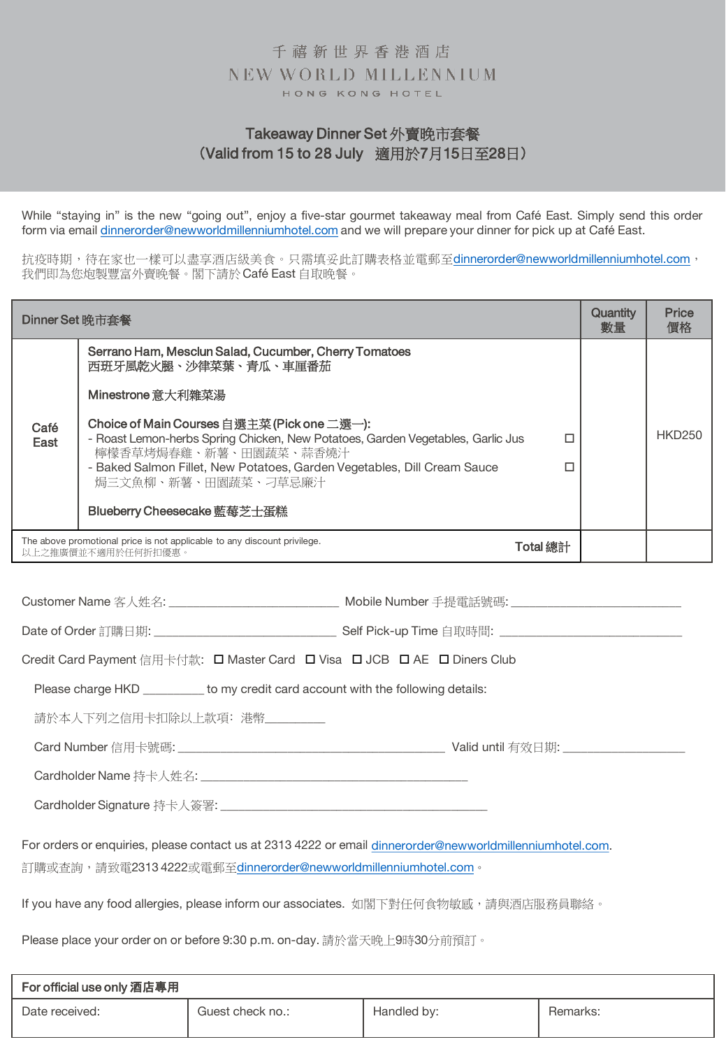千禧新世界香港酒店
NEW WORLD MILLENNIUM
HONG KONG HOTEL

# Takeaway Dinner Set 外賣晚市套餐
## （Valid from 15 to 28 July 適用於7月15日至28日）

While "staying in" is the new "going out", enjoy a five-star gourmet takeaway meal from Café East. Simply send this order form via email dinnerorder@newworldmillenniumhotel.com and we will prepare your dinner for pick up at Café East.

抗疫時期，待在家也一樣可以盡享酒店級美食。只需填妥此訂購表格並電郵至dinnerorder@newworldmillenniumhotel.com，我們即為您炮製豐富外賣晚餐。閣下請於 Café East 自取晚餐。

| Dinner Set 晚市套餐 | | | Quantity 數量 | Price 價格 |
|---|---|---|---|---|
| Café East | **Serrano Ham, Mesclun Salad, Cucumber, Cherry Tomatoes**<br>**西班牙風乾火腿、沙律菜葉、青瓜、車厘番茄**<br><br>**Minestrone 意大利雜菜湯**<br><br>**Choice of Main Courses 自選主菜 (Pick one 二選一):**<br>- Roast Lemon-herbs Spring Chicken, New Potatoes, Garden Vegetables, Garlic Jus<br>檸檬香草烤焗春雞、新薯、田園蔬菜、蒜香燒汁<br>- Baked Salmon Fillet, New Potatoes, Garden Vegetables, Dill Cream Sauce<br>焗三文魚柳、新薯、田園蔬菜、刁草忌廉汁<br><br>**Blueberry Cheesecake 藍莓芝士蛋糕** | ☐<br>☐ | | HKD250 |
| The above promotional price is not applicable to any discount privilege.<br>以上之推廣價並不適用於任何折扣優惠。 | | **Total 總計** | | |

Customer Name 客人姓名: ____________________ Mobile Number 手提電話號碼: ____________________

Date of Order 訂購日期: ____________________ Self Pick-up Time 自取時間: ____________________

Credit Card Payment 信用卡付款: ☐ Master Card ☐ Visa ☐ JCB ☐ AE ☐ Diners Club

Please charge HKD _________ to my credit card account with the following details:

請於本人下列之信用卡扣除以上款項：港幣_________

Card Number 信用卡號碼: ____________________ Valid until 有效日期: ____________________

Cardholder Name 持卡人姓名: ____________________

Cardholder Signature 持卡人簽署: ____________________

For orders or enquiries, please contact us at 2313 4222 or email dinnerorder@newworldmillenniumhotel.com.
訂購或查詢，請致電2313 4222或電郵至dinnerorder@newworldmillenniumhotel.com。

If you have any food allergies, please inform our associates. 如閣下對任何食物敏感，請與酒店服務員聯絡。

Please place your order on or before 9:30 p.m. on-day. 請於當天晚上9時30分前預訂。

| For official use only 酒店專用 | | | |
|---|---|---|---|
| Date received: | Guest check no.: | Handled by: | Remarks: |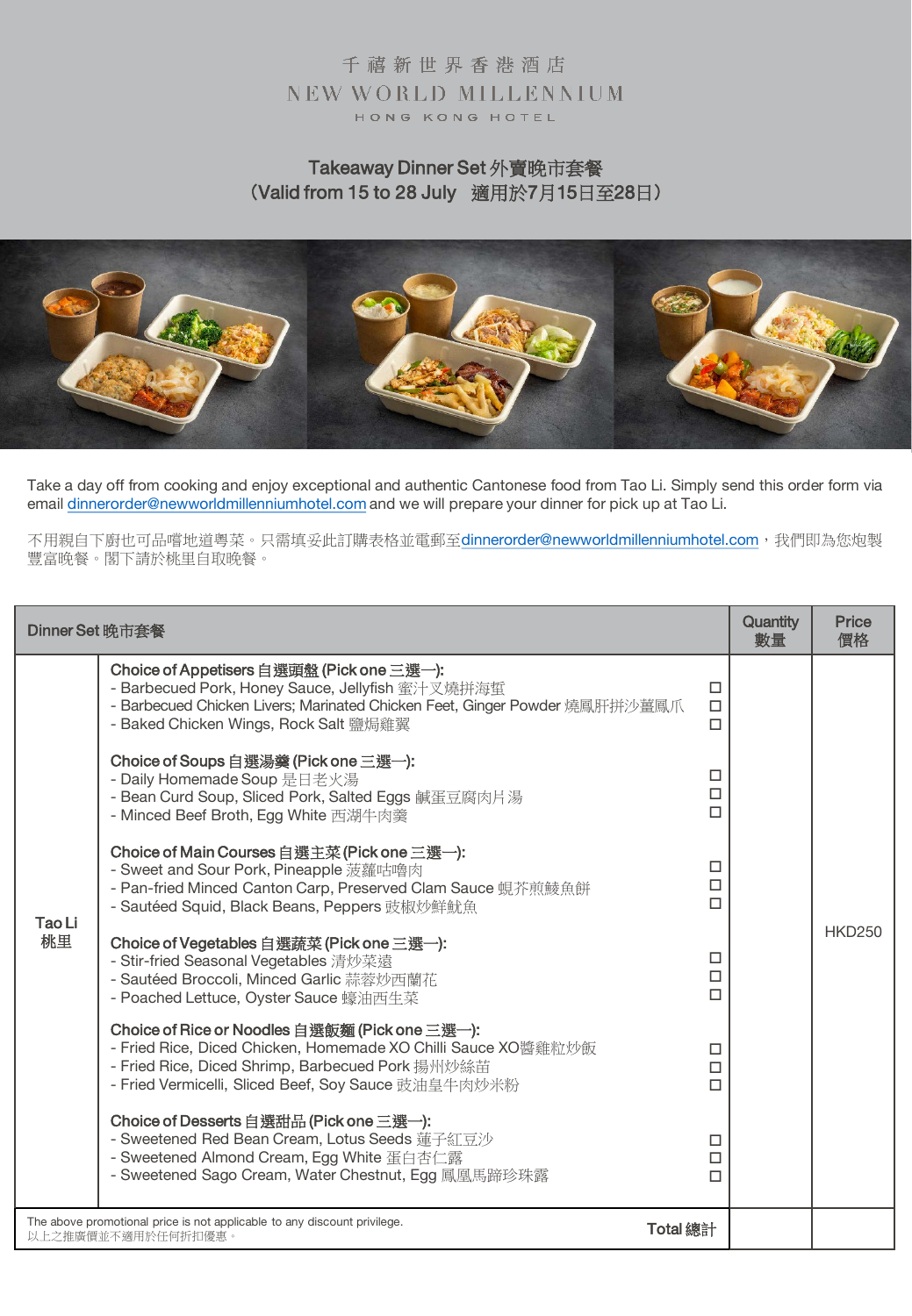千禧新世界香港酒店
NEW WORLD MILLENNIUM
HONG KONG HOTEL

# Takeaway Dinner Set 外賣晚市套餐
## (Valid from 15 to 28 July 適用於7月15日至28日)

Take a day off from cooking and enjoy exceptional and authentic Cantonese food from Tao Li. Simply send this order form via email dinnerorder@newworldmillenniumhotel.com and we will prepare your dinner for pick up at Tao Li.

不用親自下廚也可品嚐地道粵菜。只需填妥此訂購表格並電郵至dinnerorder@newworldmillenniumhotel.com，我們即為您炮製豐富晚餐。閣下請於桃里自取晚餐。

| Dinner Set 晚市套餐 | | | Quantity 數量 | Price 價格 |
|---|---|---|---|---|
| Tao Li 桃里 | **Choice of Appetisers 自選頭盤 (Pick one 三選一):**<br>- Barbecued Pork, Honey Sauce, Jellyfish 蜜汁叉燒拼海蜇<br>- Barbecued Chicken Livers; Marinated Chicken Feet, Ginger Powder 燒鳳肝拼沙薑鳳爪<br>- Baked Chicken Wings, Rock Salt 鹽焗雞翼<br><br>**Choice of Soups 自選湯羹 (Pick one 三選一):**<br>- Daily Homemade Soup 是日老火湯<br>- Bean Curd Soup, Sliced Pork, Salted Eggs 鹹蛋豆腐肉片湯<br>- Minced Beef Broth, Egg White 西湖牛肉羹<br><br>**Choice of Main Courses 自選主菜 (Pick one 三選一):**<br>- Sweet and Sour Pork, Pineapple 菠蘿咕嚕肉<br>- Pan-fried Minced Canton Carp, Preserved Clam Sauce 蜆芥煎鯪魚餅<br>- Sautéed Squid, Black Beans, Peppers 豉椒炒鮮魷魚<br><br>**Choice of Vegetables 自選蔬菜 (Pick one 三選一):**<br>- Stir-fried Seasonal Vegetables 清炒菜遠<br>- Sautéed Broccoli, Minced Garlic 蒜蓉炒西蘭花<br>- Poached Lettuce, Oyster Sauce 蠔油西生菜<br><br>**Choice of Rice or Noodles 自選飯麵 (Pick one 三選一):**<br>- Fried Rice, Diced Chicken, Homemade XO Chilli Sauce XO醬雞粒炒飯<br>- Fried Rice, Diced Shrimp, Barbecued Pork 揚州炒絲苗<br>- Fried Vermicelli, Sliced Beef, Soy Sauce 豉油皇牛肉炒米粉<br><br>**Choice of Desserts 自選甜品 (Pick one 三選一):**<br>- Sweetened Red Bean Cream, Lotus Seeds 蓮子紅豆沙<br>- Sweetened Almond Cream, Egg White 蛋白杏仁露<br>- Sweetened Sago Cream, Water Chestnut, Egg 鳳凰馬蹄珍珠露 | ☐<br>☐<br>☐<br><br><br>☐<br>☐<br>☐<br><br><br>☐<br>☐<br>☐<br><br><br>☐<br>☐<br>☐<br><br><br>☐<br>☐<br>☐<br><br><br>☐<br>☐<br>☐ | | HKD250 |
| The above promotional price is not applicable to any discount privilege.<br>以上之推廣價並不適用於任何折扣優惠。 | | Total 總計 | | |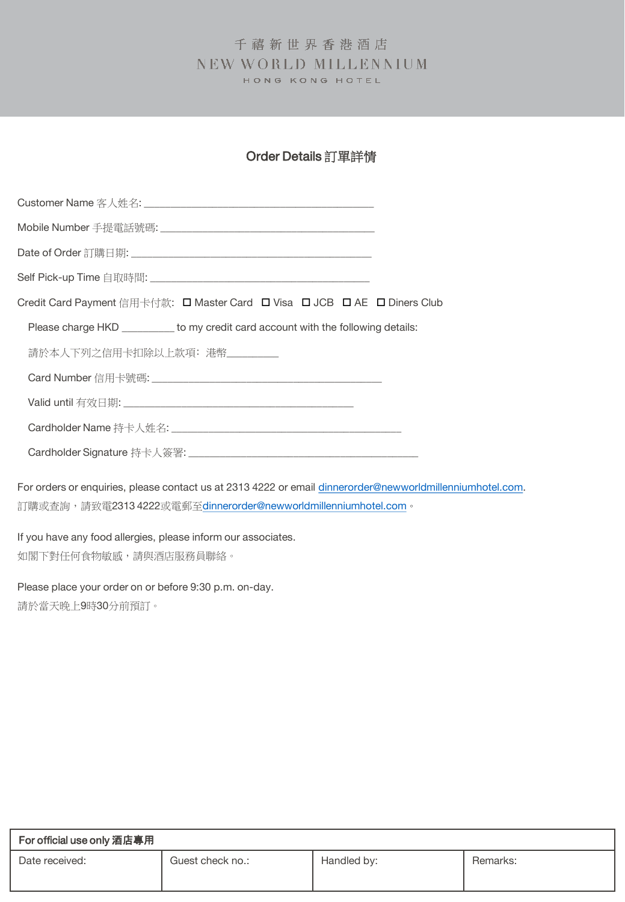千禧新世界香港酒店
NEW WORLD MILLENNIUM
HONG KONG HOTEL

## Order Details 訂單詳情

Customer Name 客人姓名: ________________________________________

Mobile Number 手提電話號碼: ________________________________________

Date of Order 訂購日期: ________________________________________

Self Pick-up Time 自取時間: ________________________________________

Credit Card Payment 信用卡付款: ☐ Master Card ☐ Visa ☐ JCB ☐ AE ☐ Diners Club

Please charge HKD _________ to my credit card account with the following details:

請於本人下列之信用卡扣除以上款項：港幣_________

Card Number 信用卡號碼: ________________________________________

Valid until 有效日期: ________________________________________

Cardholder Name 持卡人姓名: ________________________________________

Cardholder Signature 持卡人簽署: ________________________________________

For orders or enquiries, please contact us at 2313 4222 or email dinnerorder@newworldmillenniumhotel.com.
訂購或查詢，請致電2313 4222或電郵至dinnerorder@newworldmillenniumhotel.com。

If you have any food allergies, please inform our associates.
如閣下對任何食物敏感，請與酒店服務員聯絡。

Please place your order on or before 9:30 p.m. on-day.
請於當天晚上9時30分前預訂。

| For official use only 酒店專用 | | | |
|---|---|---|---|
| Date received: | Guest check no.: | Handled by: | Remarks: |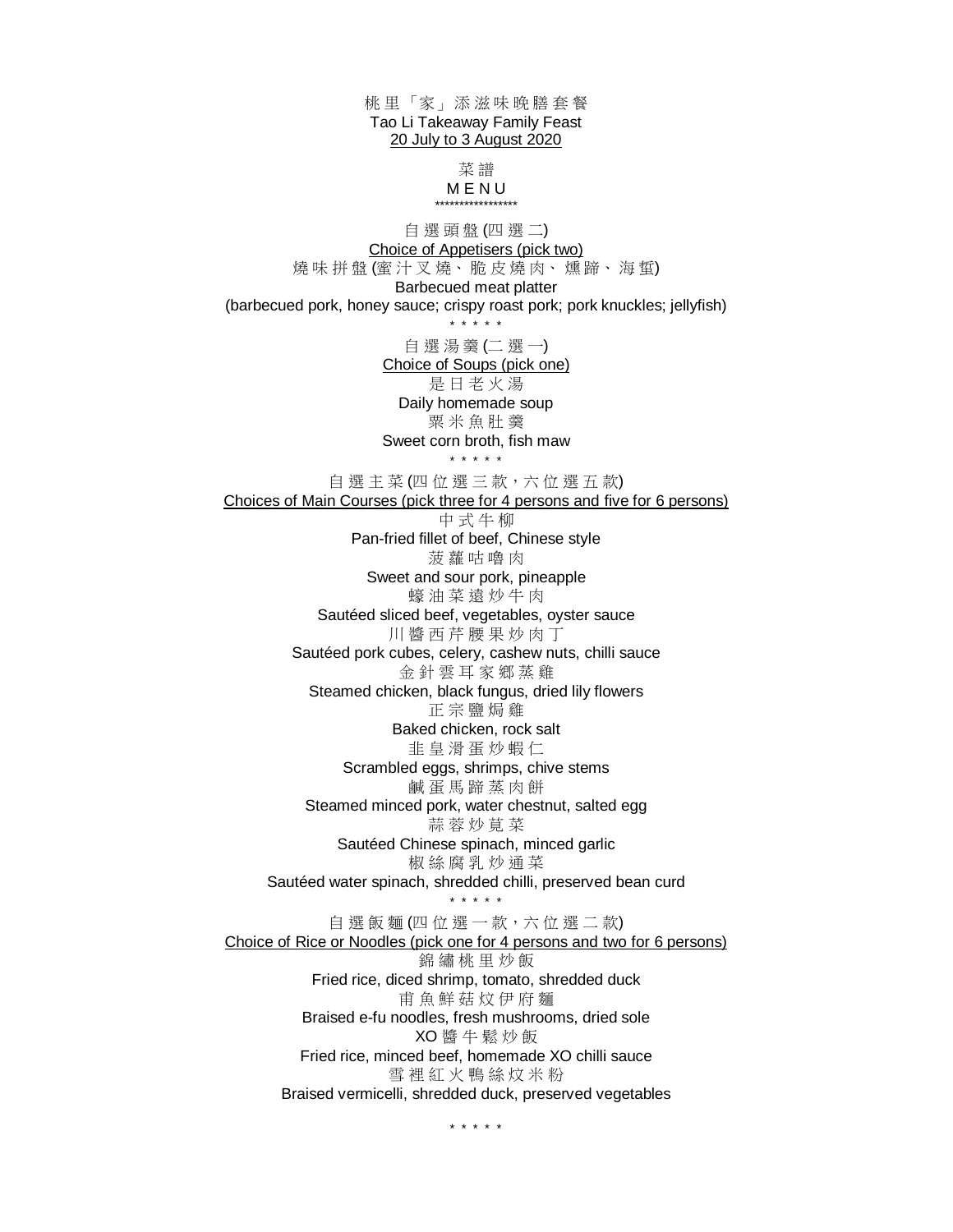桃里「家」添滋味晚膳套餐

Tao Li Takeaway Family Feast

20 July to 3 August 2020

菜譜

MENU

*****************

自選頭盤 (四選二)

Choice of Appetisers (pick two)

燒味拼盤 (蜜汁叉燒、脆皮燒肉、燻蹄、海蜇)

Barbecued meat platter

(barbecued pork, honey sauce; crispy roast pork; pork knuckles; jellyfish)

* * * * *

自選湯羹 (二選一)

Choice of Soups (pick one)

是日老火湯

Daily homemade soup

粟米魚肚羹

Sweet corn broth, fish maw

* * * * *

自選主菜 (四位選三款，六位選五款)

Choices of Main Courses (pick three for 4 persons and five for 6 persons)

中式牛柳

Pan-fried fillet of beef, Chinese style

菠蘿咕嚕肉

Sweet and sour pork, pineapple

蠔油菜遠炒牛肉

Sautéed sliced beef, vegetables, oyster sauce

川醬西芹腰果炒肉丁

Sautéed pork cubes, celery, cashew nuts, chilli sauce

金針雲耳家鄉蒸雞

Steamed chicken, black fungus, dried lily flowers

正宗鹽焗雞

Baked chicken, rock salt

韭皇滑蛋炒蝦仁

Scrambled eggs, shrimps, chive stems

鹹蛋馬蹄蒸肉餅

Steamed minced pork, water chestnut, salted egg

蒜蓉炒莧菜

Sautéed Chinese spinach, minced garlic

椒絲腐乳炒通菜

Sautéed water spinach, shredded chilli, preserved bean curd

* * * * *

自選飯麵 (四位選一款，六位選二款)

Choice of Rice or Noodles (pick one for 4 persons and two for 6 persons)

錦繡桃里炒飯

Fried rice, diced shrimp, tomato, shredded duck

甫魚鮮菇炆伊府麵

Braised e-fu noodles, fresh mushrooms, dried sole

XO 醬牛鬆炒飯

Fried rice, minced beef, homemade XO chilli sauce

雪裡紅火鴨絲炆米粉

Braised vermicelli, shredded duck, preserved vegetables

* * * * *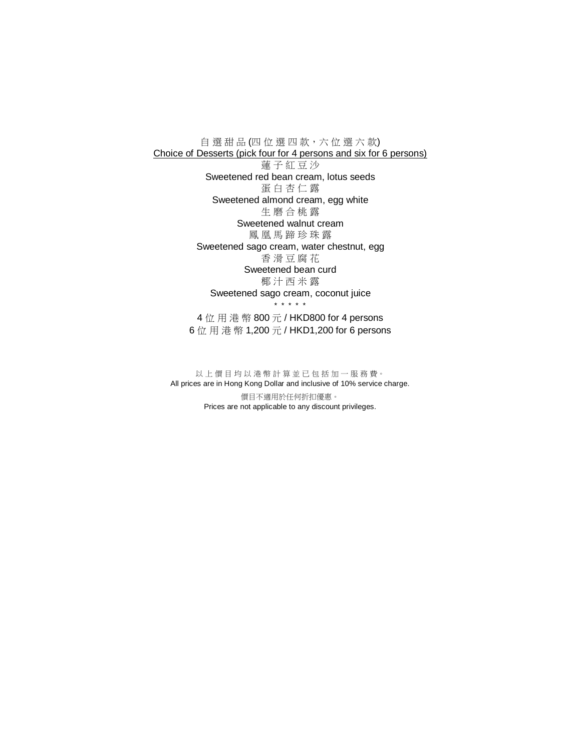自選甜品(四位選四款，六位選六款)

Choice of Desserts (pick four for 4 persons and six for 6 persons)

蓮子紅豆沙

Sweetened red bean cream, lotus seeds

蛋白杏仁露

Sweetened almond cream, egg white

生磨合桃露

Sweetened walnut cream

鳳凰馬蹄珍珠露

Sweetened sago cream, water chestnut, egg

香滑豆腐花

Sweetened bean curd

椰汁西米露

Sweetened sago cream, coconut juice

* * * * *

4 位用港幣 800 元 / HKD800 for 4 persons

6 位用港幣 1,200 元 / HKD1,200 for 6 persons

以上價目均以港幣計算並已包括加一服務費。

All prices are in Hong Kong Dollar and inclusive of 10% service charge.

價目不適用於任何折扣優惠。

Prices are not applicable to any discount privileges.